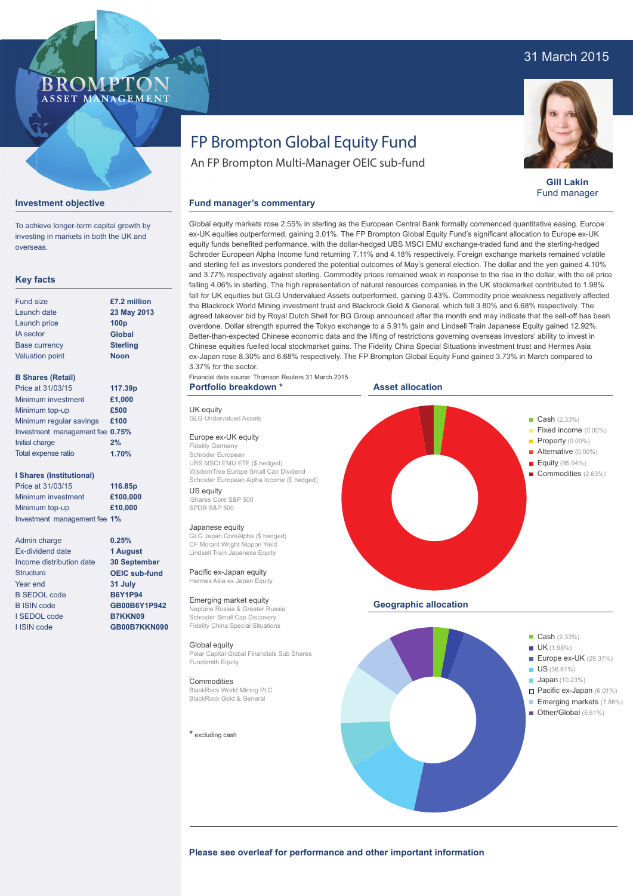31 March 2015

BROMPTON
ASSET MANAGEMENT

# FP Brompton Global Equity Fund

An FP Brompton Multi-Manager OEIC sub-fund

**Gill Lakin**
Fund manager

## Investment objective

To achieve longer-term capital growth by investing in markets in both the UK and overseas.

## Key facts

| | |
|---|---|
| Fund size | £7.2 million |
| Launch date | 23 May 2013 |
| Launch price | 100p |
| IA sector | Global |
| Base currency | Sterling |
| Valuation point | Noon |

**B Shares (Retail)**

| | |
|---|---|
| Price at 31/03/15 | 117.39p |
| Minimum investment | £1,000 |
| Minimum top-up | £500 |
| Minimum regular savings | £100 |
| Investment management fee | 0.75% |
| Initial charge | 2% |
| Total expense ratio | 1.70% |

**I Shares (Institutional)**

| | |
|---|---|
| Price at 31/03/15 | 116.85p |
| Minimum investment | £100,000 |
| Minimum top-up | £10,000 |
| Investment management fee | 1% |

| | |
|---|---|
| Admin charge | 0.25% |
| Ex-dividend date | 1 August |
| Income distribution date | 30 September |
| Structure | OEIC sub-fund |
| Year end | 31 July |
| B SEDOL code | B6Y1P94 |
| B ISIN code | GB00B6Y1P942 |
| I SEDOL code | B7KKN09 |
| I ISIN code | GB00B7KKN090 |

## Fund manager's commentary

Global equity markets rose 2.55% in sterling as the European Central Bank formally commenced quantitative easing. Europe ex-UK equities outperformed, gaining 3.01%. The FP Brompton Global Equity Fund's significant allocation to Europe ex-UK equity funds benefited performance, with the dollar-hedged UBS MSCI EMU exchange-traded fund and the sterling-hedged Schroder European Alpha Income fund returning 7.11% and 4.18% respectively. Foreign exchange markets remained volatile and sterling fell as investors pondered the potential outcomes of May's general election. The dollar and the yen gained 4.10% and 3.77% respectively against sterling. Commodity prices remained weak in response to the rise in the dollar, with the oil price falling 4.06% in sterling. The high representation of natural resources companies in the UK stockmarket contributed to 1.98% fall for UK equities but GLG Undervalued Assets outperformed, gaining 0.43%. Commodity price weakness negatively affected the Blackrock World Mining investment trust and Blackrock Gold & General, which fell 3.80% and 6.68% respectively. The agreed takeover bid by Royal Dutch Shell for BG Group announced after the month end may indicate that the sell-off has been overdone. Dollar strength spurred the Tokyo exchange to a 5.91% gain and Lindsell Train Japanese Equity gained 12.92%. Better-than-expected Chinese economic data and the lifting of restrictions governing overseas investors' ability to invest in Chinese equities fuelled local stockmarket gains. The Fidelity China Special Situations investment trust and Hermes Asia ex-Japan rose 8.30% and 6.68% respectively. The FP Brompton Global Equity Fund gained 3.73% in March compared to 3.37% for the sector.

Financial data source: Thomson Reuters 31 March 2015

## Portfolio breakdown *

**UK equity**
GLG Undervalued Assets

**Europe ex-UK equity**
Fidelity Germany
Schroder European
UBS MSCI EMU ETF ($ hedged)
WisdomTree Europe Small Cap Dividend
Schroder European Alpha Income (£ hedged)

**US equity**
iShares Core S&P 500
SPDR S&P 500

**Japanese equity**
GLG Japan CoreAlpha ($ hedged)
CF Morant Wright Nippon Yield
Lindsell Train Japanese Equity

**Pacific ex-Japan equity**
Hermes Asia ex Japan Equity

**Emerging market equity**
Neptune Russia & Greater Russia
Schroder Small Cap Discovery
Fidelity China Special Situations

**Global equity**
Polar Capital Global Financials Sub Shares
Fundsmith Equity

**Commodities**
BlackRock World Mining PLC
BlackRock Gold & General

* excluding cash

## Asset allocation

- Cash (2.33%)
- Fixed income (0.00%)
- Property (0.00%)
- Alternative (0.00%)
- Equity (95.04%)
- Commodities (2.63%)

## Geographic allocation

- Cash (2.33%)
- UK (1.98%)
- Europe ex-UK (29.37%)
- US (36.61%)
- Japan (10.23%)
- Pacific ex-Japan (6.01%)
- Emerging markets (7.86%)
- Other/Global (5.61%)

**Please see overleaf for performance and other important information**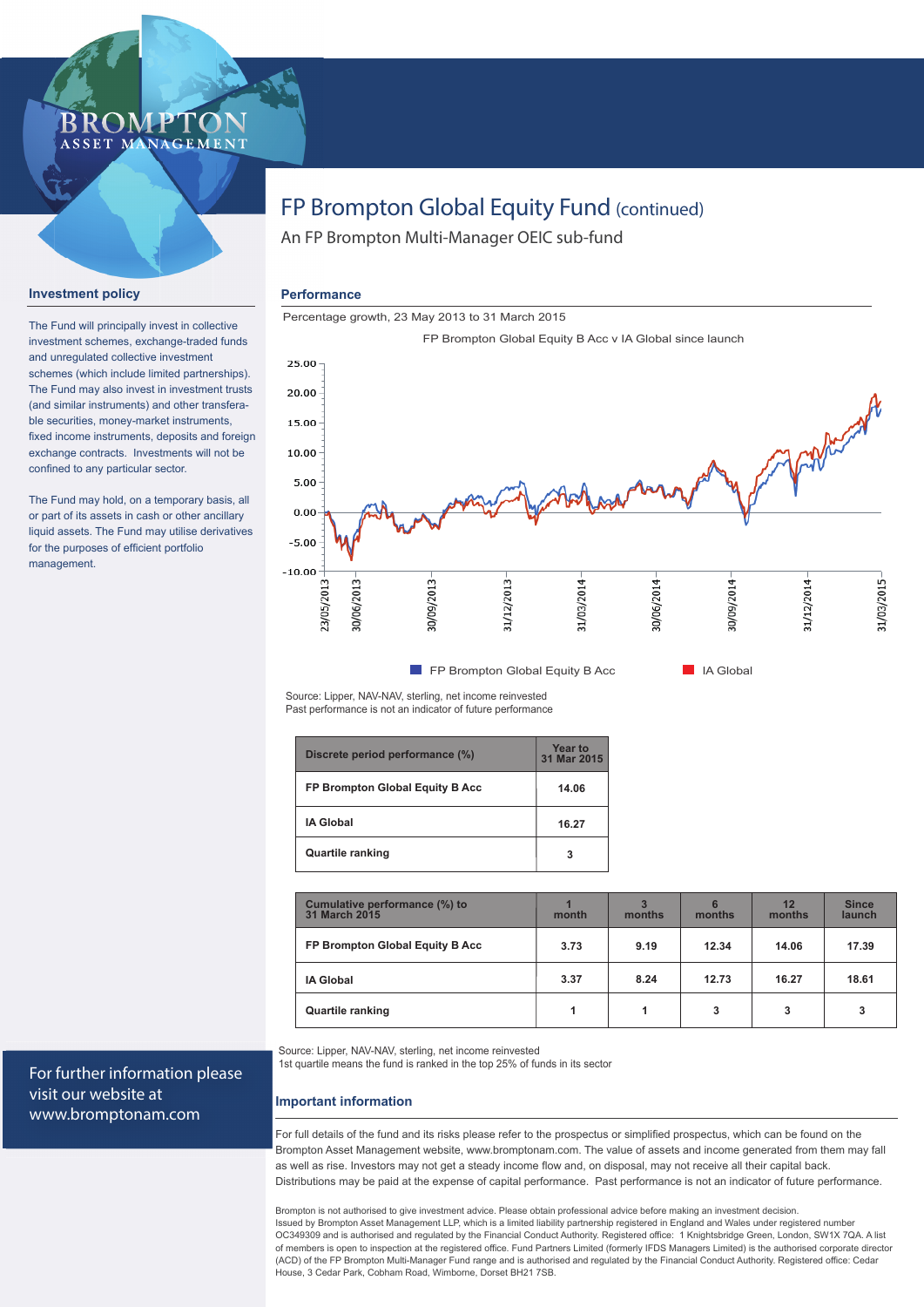BROMPTON
ASSET MANAGEMENT

# FP Brompton Global Equity Fund (continued)

An FP Brompton Multi-Manager OEIC sub-fund

## Investment policy

The Fund will principally invest in collective investment schemes, exchange-traded funds and unregulated collective investment schemes (which include limited partnerships). The Fund may also invest in investment trusts (and similar instruments) and other transferable securities, money-market instruments, fixed income instruments, deposits and foreign exchange contracts. Investments will not be confined to any particular sector.

The Fund may hold, on a temporary basis, all or part of its assets in cash or other ancillary liquid assets. The Fund may utilise derivatives for the purposes of efficient portfolio management.

For further information please visit our website at www.bromptonam.com

## Performance

Percentage growth, 23 May 2013 to 31 March 2015

FP Brompton Global Equity B Acc v IA Global since launch

25.00
20.00
15.00
10.00
5.00
0.00
-5.00
-10.00

23/05/2013
30/06/2013
30/09/2013
31/12/2013
31/03/2014
30/06/2014
30/09/2014
31/12/2014
31/03/2015

FP Brompton Global Equity B Acc
IA Global

Source: Lipper, NAV-NAV, sterling, net income reinvested
Past performance is not an indicator of future performance

| Discrete period performance (%) | Year to 31 Mar 2015 |
|---|---|
| **FP Brompton Global Equity B Acc** | 14.06 |
| **IA Global** | 16.27 |
| **Quartile ranking** | 3 |

| Cumulative performance (%) to 31 March 2015 | 1 month | 3 months | 6 months | 12 months | Since launch |
|---|---|---|---|---|---|
| **FP Brompton Global Equity B Acc** | 3.73 | 9.19 | 12.34 | 14.06 | 17.39 |
| **IA Global** | 3.37 | 8.24 | 12.73 | 16.27 | 18.61 |
| **Quartile ranking** | 1 | 1 | 3 | 3 | 3 |

Source: Lipper, NAV-NAV, sterling, net income reinvested
1st quartile means the fund is ranked in the top 25% of funds in its sector

## Important information

For full details of the fund and its risks please refer to the prospectus or simplified prospectus, which can be found on the Brompton Asset Management website, www.bromptonam.com. The value of assets and income generated from them may fall as well as rise. Investors may not get a steady income flow and, on disposal, may not receive all their capital back. Distributions may be paid at the expense of capital performance. Past performance is not an indicator of future performance.

Brompton is not authorised to give investment advice. Please obtain professional advice before making an investment decision.
Issued by Brompton Asset Management LLP, which is a limited liability partnership registered in England and Wales under registered number OC349309 and is authorised and regulated by the Financial Conduct Authority. Registered office: 1 Knightsbridge Green, London, SW1X 7QA. A list of members is open to inspection at the registered office. Fund Partners Limited (formerly IFDS Managers Limited) is the authorised corporate director (ACD) of the FP Brompton Multi-Manager Fund range and is authorised and regulated by the Financial Conduct Authority. Registered office: Cedar House, 3 Cedar Park, Cobham Road, Wimborne, Dorset BH21 7SB.